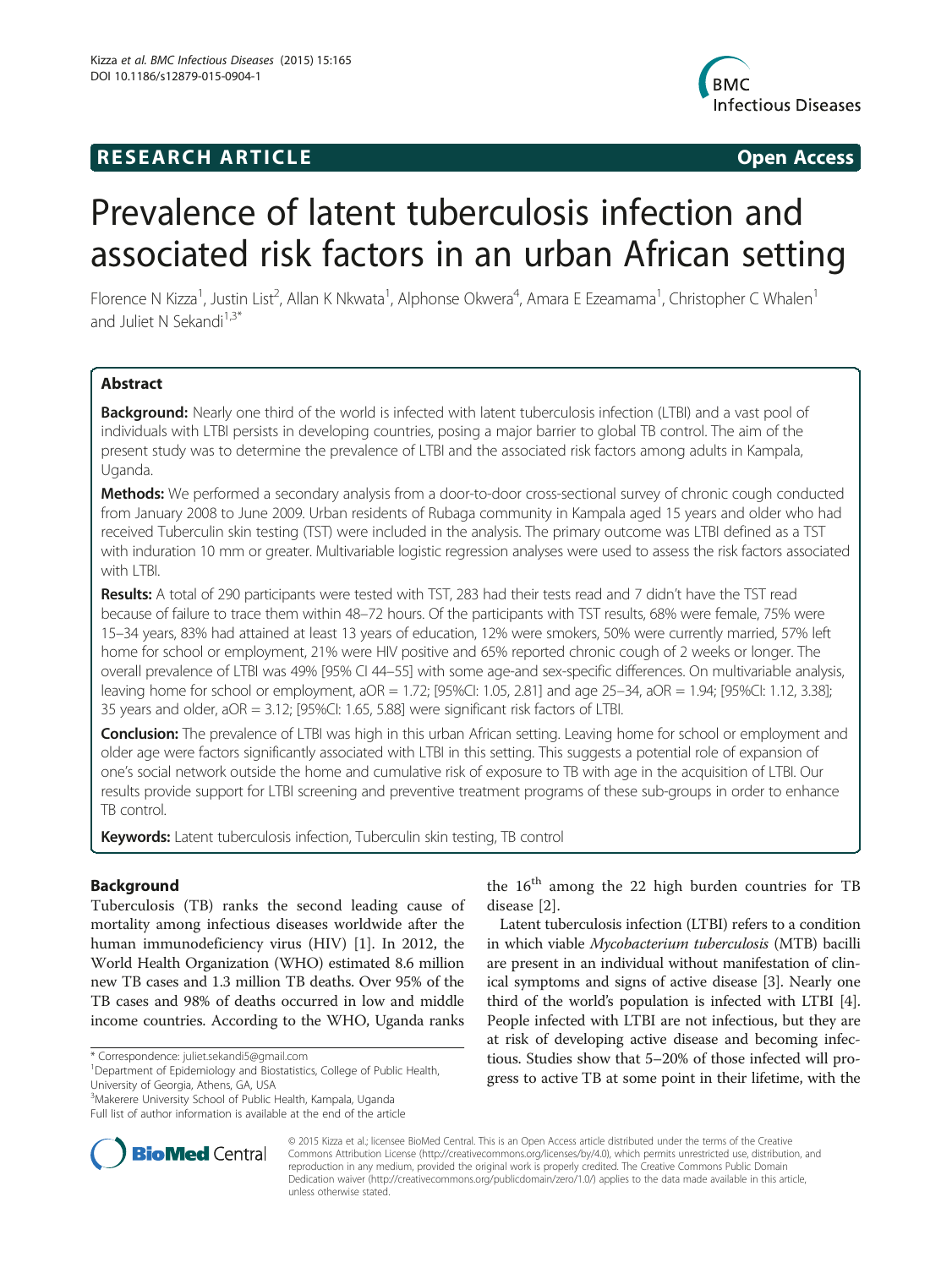**RESEARCH ARTICLE** **Open Access**

# Prevalence of latent tuberculosis infection and associated risk factors in an urban African setting

Florence N Kizza[1], Justin List[2], Allan K Nkwata[1], Alphonse Okwera[4], Amara E Ezeamama[1], Christopher C Whalen[1] and Juliet N Sekandi[1,3*]

## Abstract

**Background:** Nearly one third of the world is infected with latent tuberculosis infection (LTBI) and a vast pool of individuals with LTBI persists in developing countries, posing a major barrier to global TB control. The aim of the present study was to determine the prevalence of LTBI and the associated risk factors among adults in Kampala, Uganda.

**Methods:** We performed a secondary analysis from a door-to-door cross-sectional survey of chronic cough conducted from January 2008 to June 2009. Urban residents of Rubaga community in Kampala aged 15 years and older who had received Tuberculin skin testing (TST) were included in the analysis. The primary outcome was LTBI defined as a TST with induration 10 mm or greater. Multivariable logistic regression analyses were used to assess the risk factors associated with LTBI.

**Results:** A total of 290 participants were tested with TST, 283 had their tests read and 7 didn't have the TST read because of failure to trace them within 48–72 hours. Of the participants with TST results, 68% were female, 75% were 15–34 years, 83% had attained at least 13 years of education, 12% were smokers, 50% were currently married, 57% left home for school or employment, 21% were HIV positive and 65% reported chronic cough of 2 weeks or longer. The overall prevalence of LTBI was 49% [95% CI 44–55] with some age-and sex-specific differences. On multivariable analysis, leaving home for school or employment, aOR = 1.72; [95%CI: 1.05, 2.81] and age 25–34, aOR = 1.94; [95%CI: 1.12, 3.38]; 35 years and older, aOR = 3.12; [95%CI: 1.65, 5.88] were significant risk factors of LTBI.

**Conclusion:** The prevalence of LTBI was high in this urban African setting. Leaving home for school or employment and older age were factors significantly associated with LTBI in this setting. This suggests a potential role of expansion of one's social network outside the home and cumulative risk of exposure to TB with age in the acquisition of LTBI. Our results provide support for LTBI screening and preventive treatment programs of these sub-groups in order to enhance TB control.

**Keywords:** Latent tuberculosis infection, Tuberculin skin testing, TB control

## Background

Tuberculosis (TB) ranks the second leading cause of mortality among infectious diseases worldwide after the human immunodeficiency virus (HIV) [1]. In 2012, the World Health Organization (WHO) estimated 8.6 million new TB cases and 1.3 million TB deaths. Over 95% of the TB cases and 98% of deaths occurred in low and middle income countries. According to the WHO, Uganda ranks the 16th among the 22 high burden countries for TB disease [2].

Latent tuberculosis infection (LTBI) refers to a condition in which viable *Mycobacterium tuberculosis* (MTB) bacilli are present in an individual without manifestation of clinical symptoms and signs of active disease [3]. Nearly one third of the world's population is infected with LTBI [4]. People infected with LTBI are not infectious, but they are at risk of developing active disease and becoming infectious. Studies show that 5–20% of those infected will progress to active TB at some point in their lifetime, with the

\* Correspondence: juliet.sekandi5@gmail.com

[1]Department of Epidemiology and Biostatistics, College of Public Health, University of Georgia, Athens, GA, USA

[3]Makerere University School of Public Health, Kampala, Uganda

Full list of author information is available at the end of the article

© 2015 Kizza et al.; licensee BioMed Central. This is an Open Access article distributed under the terms of the Creative Commons Attribution License (http://creativecommons.org/licenses/by/4.0), which permits unrestricted use, distribution, and reproduction in any medium, provided the original work is properly credited. The Creative Commons Public Domain Dedication waiver (http://creativecommons.org/publicdomain/zero/1.0/) applies to the data made available in this article, unless otherwise stated.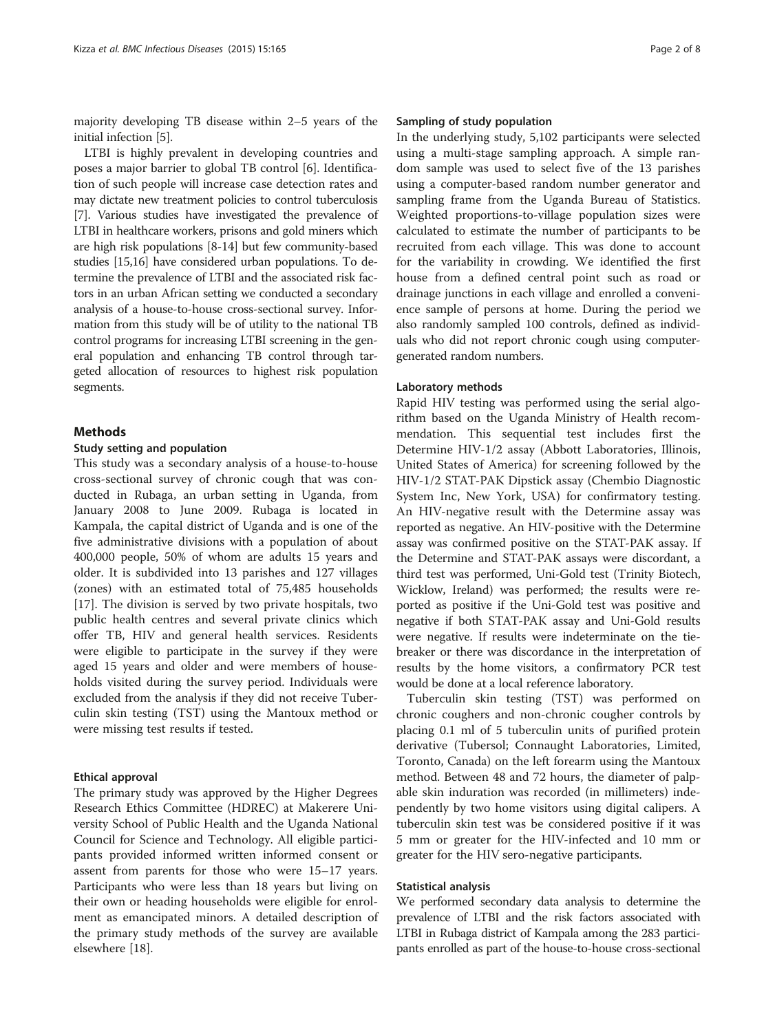majority developing TB disease within 2–5 years of the initial infection [5].

LTBI is highly prevalent in developing countries and poses a major barrier to global TB control [6]. Identification of such people will increase case detection rates and may dictate new treatment policies to control tuberculosis [7]. Various studies have investigated the prevalence of LTBI in healthcare workers, prisons and gold miners which are high risk populations [8-14] but few community-based studies [15,16] have considered urban populations. To determine the prevalence of LTBI and the associated risk factors in an urban African setting we conducted a secondary analysis of a house-to-house cross-sectional survey. Information from this study will be of utility to the national TB control programs for increasing LTBI screening in the general population and enhancing TB control through targeted allocation of resources to highest risk population segments.

## Methods

### Study setting and population

This study was a secondary analysis of a house-to-house cross-sectional survey of chronic cough that was conducted in Rubaga, an urban setting in Uganda, from January 2008 to June 2009. Rubaga is located in Kampala, the capital district of Uganda and is one of the five administrative divisions with a population of about 400,000 people, 50% of whom are adults 15 years and older. It is subdivided into 13 parishes and 127 villages (zones) with an estimated total of 75,485 households [17]. The division is served by two private hospitals, two public health centres and several private clinics which offer TB, HIV and general health services. Residents were eligible to participate in the survey if they were aged 15 years and older and were members of households visited during the survey period. Individuals were excluded from the analysis if they did not receive Tuberculin skin testing (TST) using the Mantoux method or were missing test results if tested.

### Ethical approval

The primary study was approved by the Higher Degrees Research Ethics Committee (HDREC) at Makerere University School of Public Health and the Uganda National Council for Science and Technology. All eligible participants provided informed written informed consent or assent from parents for those who were 15–17 years. Participants who were less than 18 years but living on their own or heading households were eligible for enrolment as emancipated minors. A detailed description of the primary study methods of the survey are available elsewhere [18].

### Sampling of study population

In the underlying study, 5,102 participants were selected using a multi-stage sampling approach. A simple random sample was used to select five of the 13 parishes using a computer-based random number generator and sampling frame from the Uganda Bureau of Statistics. Weighted proportions-to-village population sizes were calculated to estimate the number of participants to be recruited from each village. This was done to account for the variability in crowding. We identified the first house from a defined central point such as road or drainage junctions in each village and enrolled a convenience sample of persons at home. During the period we also randomly sampled 100 controls, defined as individuals who did not report chronic cough using computer-generated random numbers.

### Laboratory methods

Rapid HIV testing was performed using the serial algorithm based on the Uganda Ministry of Health recommendation. This sequential test includes first the Determine HIV-1/2 assay (Abbott Laboratories, Illinois, United States of America) for screening followed by the HIV-1/2 STAT-PAK Dipstick assay (Chembio Diagnostic System Inc, New York, USA) for confirmatory testing. An HIV-negative result with the Determine assay was reported as negative. An HIV-positive with the Determine assay was confirmed positive on the STAT-PAK assay. If the Determine and STAT-PAK assays were discordant, a third test was performed, Uni-Gold test (Trinity Biotech, Wicklow, Ireland) was performed; the results were reported as positive if the Uni-Gold test was positive and negative if both STAT-PAK assay and Uni-Gold results were negative. If results were indeterminate on the tie-breaker or there was discordance in the interpretation of results by the home visitors, a confirmatory PCR test would be done at a local reference laboratory.

Tuberculin skin testing (TST) was performed on chronic coughers and non-chronic cougher controls by placing 0.1 ml of 5 tuberculin units of purified protein derivative (Tubersol; Connaught Laboratories, Limited, Toronto, Canada) on the left forearm using the Mantoux method. Between 48 and 72 hours, the diameter of palpable skin induration was recorded (in millimeters) independently by two home visitors using digital calipers. A tuberculin skin test was be considered positive if it was 5 mm or greater for the HIV-infected and 10 mm or greater for the HIV sero-negative participants.

### Statistical analysis

We performed secondary data analysis to determine the prevalence of LTBI and the risk factors associated with LTBI in Rubaga district of Kampala among the 283 participants enrolled as part of the house-to-house cross-sectional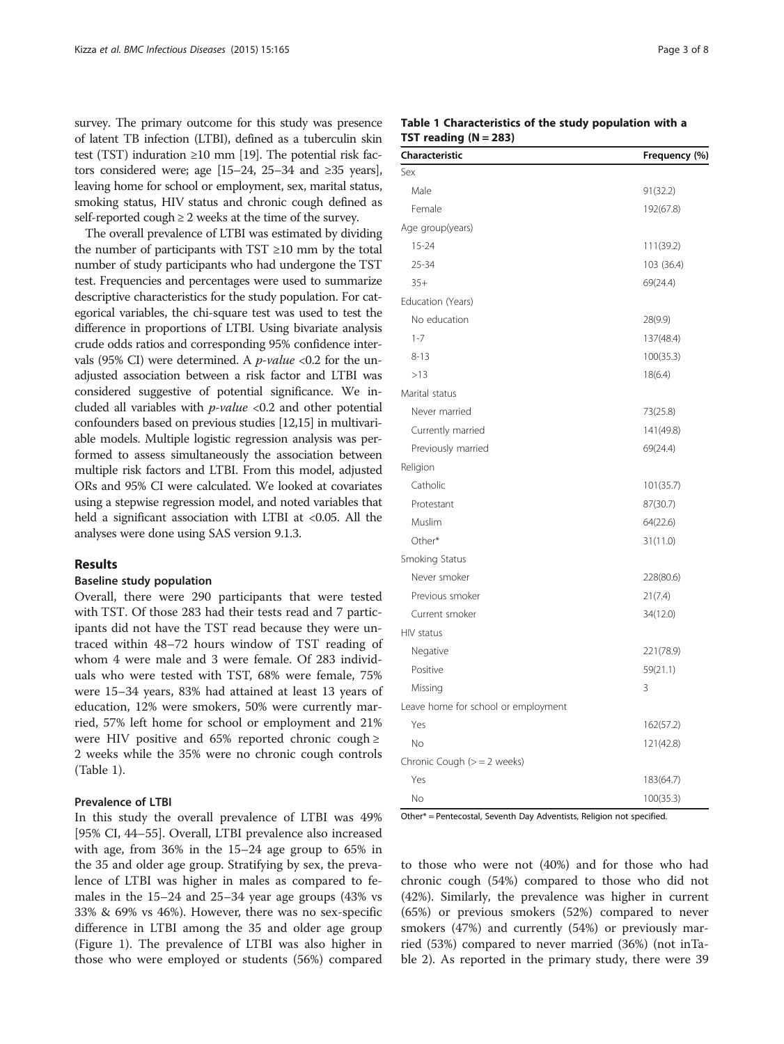survey. The primary outcome for this study was presence of latent TB infection (LTBI), defined as a tuberculin skin test (TST) induration ≥10 mm [19]. The potential risk factors considered were; age [15–24, 25–34 and ≥35 years], leaving home for school or employment, sex, marital status, smoking status, HIV status and chronic cough defined as self-reported cough ≥ 2 weeks at the time of the survey.

The overall prevalence of LTBI was estimated by dividing the number of participants with TST ≥10 mm by the total number of study participants who had undergone the TST test. Frequencies and percentages were used to summarize descriptive characteristics for the study population. For categorical variables, the chi-square test was used to test the difference in proportions of LTBI. Using bivariate analysis crude odds ratios and corresponding 95% confidence intervals (95% CI) were determined. A *p-value* <0.2 for the unadjusted association between a risk factor and LTBI was considered suggestive of potential significance. We included all variables with *p-value* <0.2 and other potential confounders based on previous studies [12,15] in multivariable models. Multiple logistic regression analysis was performed to assess simultaneously the association between multiple risk factors and LTBI. From this model, adjusted ORs and 95% CI were calculated. We looked at covariates using a stepwise regression model, and noted variables that held a significant association with LTBI at <0.05. All the analyses were done using SAS version 9.1.3.

## Results

### Baseline study population

Overall, there were 290 participants that were tested with TST. Of those 283 had their tests read and 7 participants did not have the TST read because they were untraced within 48–72 hours window of TST reading of whom 4 were male and 3 were female. Of 283 individuals who were tested with TST, 68% were female, 75% were 15–34 years, 83% had attained at least 13 years of education, 12% were smokers, 50% were currently married, 57% left home for school or employment and 21% were HIV positive and 65% reported chronic cough ≥ 2 weeks while the 35% were no chronic cough controls (Table 1).

**Table 1 Characteristics of the study population with a TST reading (N = 283)**

| Characteristic | Frequency (%) |
|---|---|
| Sex | |
| Male | 91(32.2) |
| Female | 192(67.8) |
| Age group(years) | |
| 15-24 | 111(39.2) |
| 25-34 | 103 (36.4) |
| 35+ | 69(24.4) |
| Education (Years) | |
| No education | 28(9.9) |
| 1-7 | 137(48.4) |
| 8-13 | 100(35.3) |
| >13 | 18(6.4) |
| Marital status | |
| Never married | 73(25.8) |
| Currently married | 141(49.8) |
| Previously married | 69(24.4) |
| Religion | |
| Catholic | 101(35.7) |
| Protestant | 87(30.7) |
| Muslim | 64(22.6) |
| Other* | 31(11.0) |
| Smoking Status | |
| Never smoker | 228(80.6) |
| Previous smoker | 21(7.4) |
| Current smoker | 34(12.0) |
| HIV status | |
| Negative | 221(78.9) |
| Positive | 59(21.1) |
| Missing | 3 |
| Leave home for school or employment | |
| Yes | 162(57.2) |
| No | 121(42.8) |
| Chronic Cough (> = 2 weeks) | |
| Yes | 183(64.7) |
| No | 100(35.3) |

Other* = Pentecostal, Seventh Day Adventists, Religion not specified.

### Prevalence of LTBI

In this study the overall prevalence of LTBI was 49% [95% CI, 44–55]. Overall, LTBI prevalence also increased with age, from 36% in the 15–24 age group to 65% in the 35 and older age group. Stratifying by sex, the prevalence of LTBI was higher in males as compared to females in the 15–24 and 25–34 year age groups (43% vs 33% & 69% vs 46%). However, there was no sex-specific difference in LTBI among the 35 and older age group (Figure 1). The prevalence of LTBI was also higher in those who were employed or students (56%) compared to those who were not (40%) and for those who had chronic cough (54%) compared to those who did not (42%). Similarly, the prevalence was higher in current (65%) or previous smokers (52%) compared to never smokers (47%) and currently (54%) or previously married (53%) compared to never married (36%) (not inTable 2). As reported in the primary study, there were 39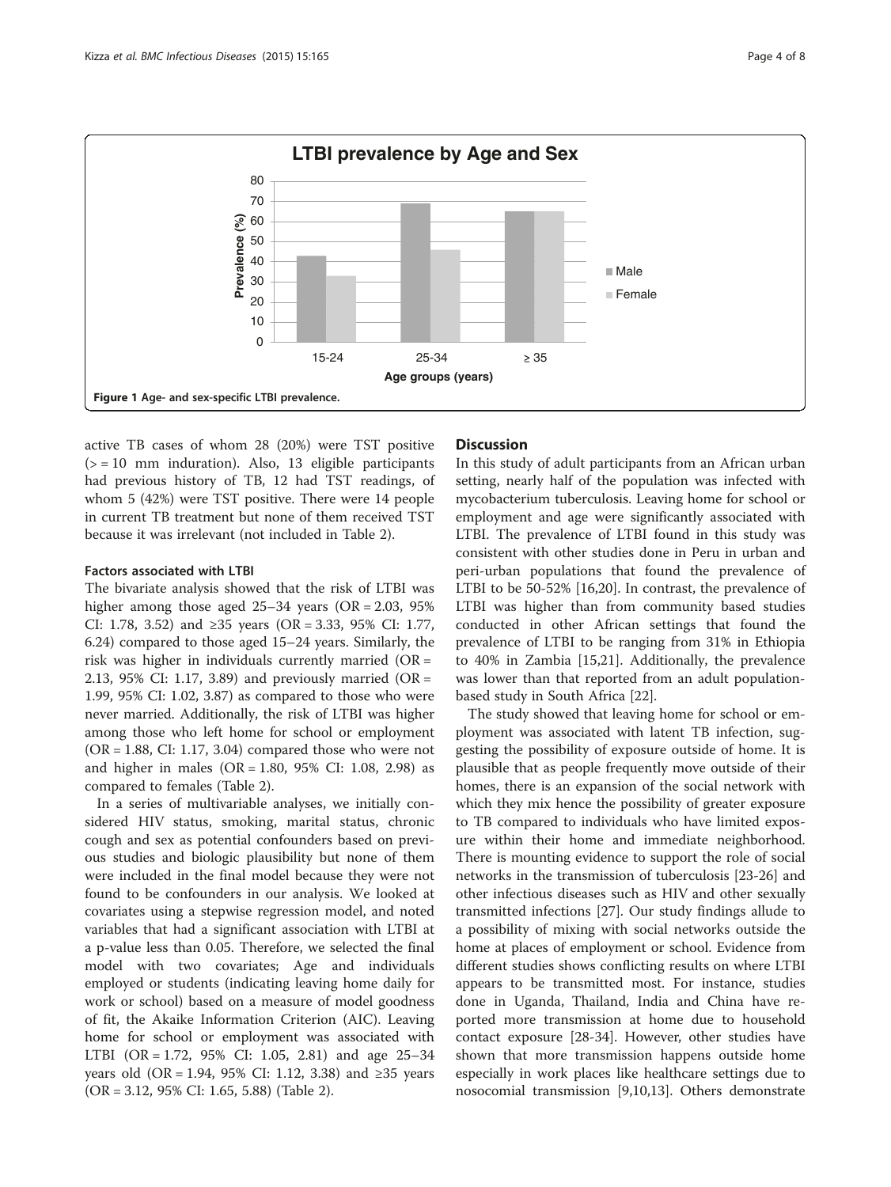Figure 1 Age- and sex-specific LTBI prevalence.

active TB cases of whom 28 (20%) were TST positive (> = 10 mm induration). Also, 13 eligible participants had previous history of TB, 12 had TST readings, of whom 5 (42%) were TST positive. There were 14 people in current TB treatment but none of them received TST because it was irrelevant (not included in Table 2).

#### Factors associated with LTBI

The bivariate analysis showed that the risk of LTBI was higher among those aged 25–34 years (OR = 2.03, 95% CI: 1.78, 3.52) and ≥35 years (OR = 3.33, 95% CI: 1.77, 6.24) compared to those aged 15–24 years. Similarly, the risk was higher in individuals currently married (OR = 2.13, 95% CI: 1.17, 3.89) and previously married (OR = 1.99, 95% CI: 1.02, 3.87) as compared to those who were never married. Additionally, the risk of LTBI was higher among those who left home for school or employment (OR = 1.88, CI: 1.17, 3.04) compared those who were not and higher in males (OR = 1.80, 95% CI: 1.08, 2.98) as compared to females (Table 2).

In a series of multivariable analyses, we initially considered HIV status, smoking, marital status, chronic cough and sex as potential confounders based on previous studies and biologic plausibility but none of them were included in the final model because they were not found to be confounders in our analysis. We looked at covariates using a stepwise regression model, and noted variables that had a significant association with LTBI at a p-value less than 0.05. Therefore, we selected the final model with two covariates; Age and individuals employed or students (indicating leaving home daily for work or school) based on a measure of model goodness of fit, the Akaike Information Criterion (AIC). Leaving home for school or employment was associated with LTBI (OR = 1.72, 95% CI: 1.05, 2.81) and age 25–34 years old (OR = 1.94, 95% CI: 1.12, 3.38) and ≥35 years (OR = 3.12, 95% CI: 1.65, 5.88) (Table 2).

## Discussion

In this study of adult participants from an African urban setting, nearly half of the population was infected with mycobacterium tuberculosis. Leaving home for school or employment and age were significantly associated with LTBI. The prevalence of LTBI found in this study was consistent with other studies done in Peru in urban and peri-urban populations that found the prevalence of LTBI to be 50-52% [16,20]. In contrast, the prevalence of LTBI was higher than from community based studies conducted in other African settings that found the prevalence of LTBI to be ranging from 31% in Ethiopia to 40% in Zambia [15,21]. Additionally, the prevalence was lower than that reported from an adult population-based study in South Africa [22].

The study showed that leaving home for school or employment was associated with latent TB infection, suggesting the possibility of exposure outside of home. It is plausible that as people frequently move outside of their homes, there is an expansion of the social network with which they mix hence the possibility of greater exposure to TB compared to individuals who have limited exposure within their home and immediate neighborhood. There is mounting evidence to support the role of social networks in the transmission of tuberculosis [23-26] and other infectious diseases such as HIV and other sexually transmitted infections [27]. Our study findings allude to a possibility of mixing with social networks outside the home at places of employment or school. Evidence from different studies shows conflicting results on where LTBI appears to be transmitted most. For instance, studies done in Uganda, Thailand, India and China have reported more transmission at home due to household contact exposure [28-34]. However, other studies have shown that more transmission happens outside home especially in work places like healthcare settings due to nosocomial transmission [9,10,13]. Others demonstrate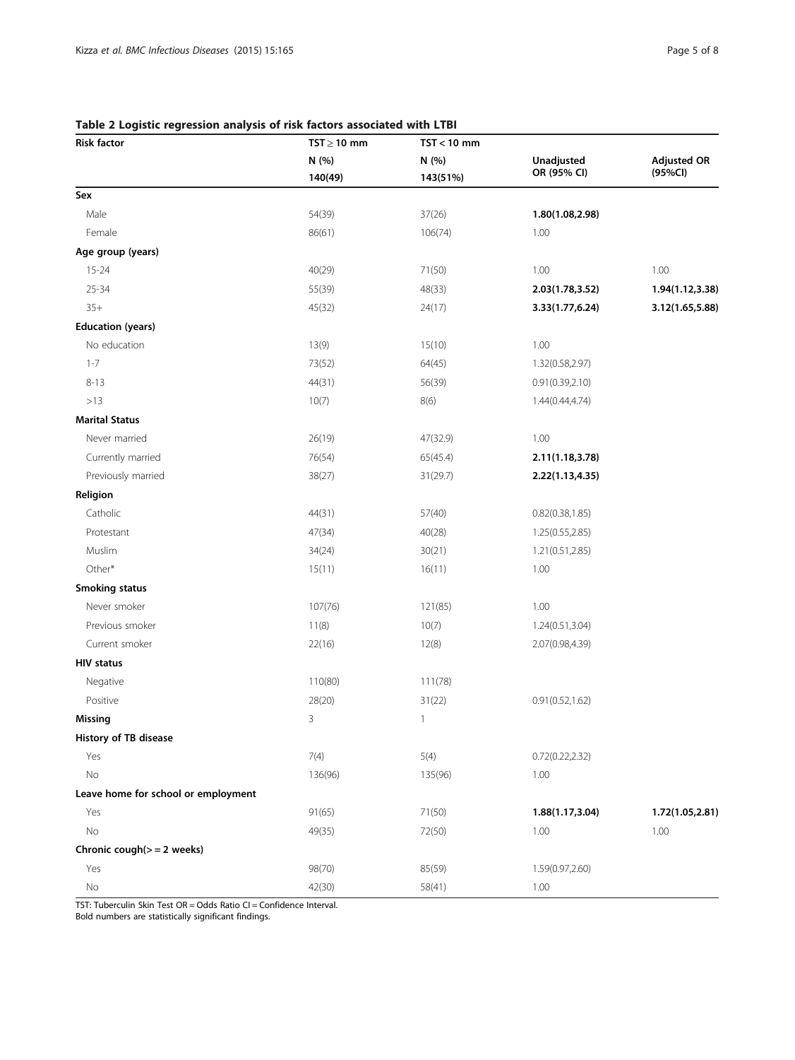**Table 2 Logistic regression analysis of risk factors associated with LTBI**

| Risk factor | TST ≥ 10 mm | TST < 10 mm | | |
|---|---|---|---|---|
| | N (%) 140(49) | N (%) 143(51%) | Unadjusted OR (95% CI) | Adjusted OR (95%CI) |
| **Sex** | | | | |
| Male | 54(39) | 37(26) | **1.80(1.08,2.98)** | |
| Female | 86(61) | 106(74) | 1.00 | |
| **Age group (years)** | | | | |
| 15-24 | 40(29) | 71(50) | 1.00 | 1.00 |
| 25-34 | 55(39) | 48(33) | **2.03(1.78,3.52)** | **1.94(1.12,3.38)** |
| 35+ | 45(32) | 24(17) | **3.33(1.77,6.24)** | **3.12(1.65,5.88)** |
| **Education (years)** | | | | |
| No education | 13(9) | 15(10) | 1.00 | |
| 1-7 | 73(52) | 64(45) | 1.32(0.58,2.97) | |
| 8-13 | 44(31) | 56(39) | 0.91(0.39,2.10) | |
| >13 | 10(7) | 8(6) | 1.44(0.44,4.74) | |
| **Marital Status** | | | | |
| Never married | 26(19) | 47(32.9) | 1.00 | |
| Currently married | 76(54) | 65(45.4) | **2.11(1.18,3.78)** | |
| Previously married | 38(27) | 31(29.7) | **2.22(1.13,4.35)** | |
| **Religion** | | | | |
| Catholic | 44(31) | 57(40) | 0.82(0.38,1.85) | |
| Protestant | 47(34) | 40(28) | 1.25(0.55,2.85) | |
| Muslim | 34(24) | 30(21) | 1.21(0.51,2.85) | |
| Other* | 15(11) | 16(11) | 1.00 | |
| **Smoking status** | | | | |
| Never smoker | 107(76) | 121(85) | 1.00 | |
| Previous smoker | 11(8) | 10(7) | 1.24(0.51,3.04) | |
| Current smoker | 22(16) | 12(8) | 2.07(0.98,4.39) | |
| **HIV status** | | | | |
| Negative | 110(80) | 111(78) | | |
| Positive | 28(20) | 31(22) | 0.91(0.52,1.62) | |
| **Missing** | 3 | 1 | | |
| **History of TB disease** | | | | |
| Yes | 7(4) | 5(4) | 0.72(0.22,2.32) | |
| No | 136(96) | 135(96) | 1.00 | |
| **Leave home for school or employment** | | | | |
| Yes | 91(65) | 71(50) | **1.88(1.17,3.04)** | **1.72(1.05,2.81)** |
| No | 49(35) | 72(50) | 1.00 | 1.00 |
| **Chronic cough(> = 2 weeks)** | | | | |
| Yes | 98(70) | 85(59) | 1.59(0.97,2.60) | |
| No | 42(30) | 58(41) | 1.00 | |

TST: Tuberculin Skin Test OR = Odds Ratio CI = Confidence Interval.
Bold numbers are statistically significant findings.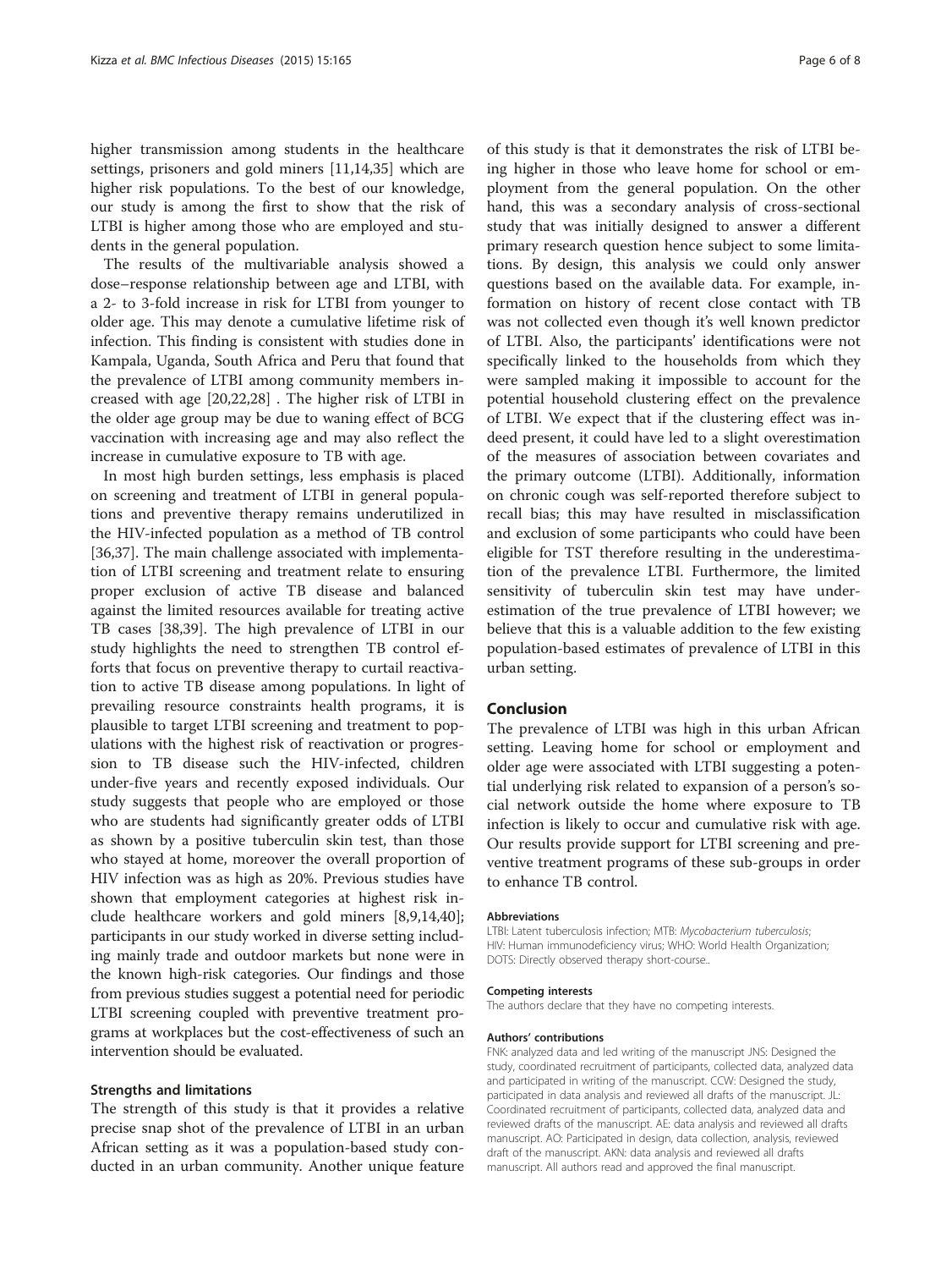higher transmission among students in the healthcare settings, prisoners and gold miners [11,14,35] which are higher risk populations. To the best of our knowledge, our study is among the first to show that the risk of LTBI is higher among those who are employed and students in the general population.

The results of the multivariable analysis showed a dose–response relationship between age and LTBI, with a 2- to 3-fold increase in risk for LTBI from younger to older age. This may denote a cumulative lifetime risk of infection. This finding is consistent with studies done in Kampala, Uganda, South Africa and Peru that found that the prevalence of LTBI among community members increased with age [20,22,28] . The higher risk of LTBI in the older age group may be due to waning effect of BCG vaccination with increasing age and may also reflect the increase in cumulative exposure to TB with age.

In most high burden settings, less emphasis is placed on screening and treatment of LTBI in general populations and preventive therapy remains underutilized in the HIV-infected population as a method of TB control [36,37]. The main challenge associated with implementation of LTBI screening and treatment relate to ensuring proper exclusion of active TB disease and balanced against the limited resources available for treating active TB cases [38,39]. The high prevalence of LTBI in our study highlights the need to strengthen TB control efforts that focus on preventive therapy to curtail reactivation to active TB disease among populations. In light of prevailing resource constraints health programs, it is plausible to target LTBI screening and treatment to populations with the highest risk of reactivation or progression to TB disease such the HIV-infected, children under-five years and recently exposed individuals. Our study suggests that people who are employed or those who are students had significantly greater odds of LTBI as shown by a positive tuberculin skin test, than those who stayed at home, moreover the overall proportion of HIV infection was as high as 20%. Previous studies have shown that employment categories at highest risk include healthcare workers and gold miners [8,9,14,40]; participants in our study worked in diverse setting including mainly trade and outdoor markets but none were in the known high-risk categories. Our findings and those from previous studies suggest a potential need for periodic LTBI screening coupled with preventive treatment programs at workplaces but the cost-effectiveness of such an intervention should be evaluated.

### Strengths and limitations

The strength of this study is that it provides a relative precise snap shot of the prevalence of LTBI in an urban African setting as it was a population-based study conducted in an urban community. Another unique feature of this study is that it demonstrates the risk of LTBI being higher in those who leave home for school or employment from the general population. On the other hand, this was a secondary analysis of cross-sectional study that was initially designed to answer a different primary research question hence subject to some limitations. By design, this analysis we could only answer questions based on the available data. For example, information on history of recent close contact with TB was not collected even though it's well known predictor of LTBI. Also, the participants' identifications were not specifically linked to the households from which they were sampled making it impossible to account for the potential household clustering effect on the prevalence of LTBI. We expect that if the clustering effect was indeed present, it could have led to a slight overestimation of the measures of association between covariates and the primary outcome (LTBI). Additionally, information on chronic cough was self-reported therefore subject to recall bias; this may have resulted in misclassification and exclusion of some participants who could have been eligible for TST therefore resulting in the underestimation of the prevalence LTBI. Furthermore, the limited sensitivity of tuberculin skin test may have underestimation of the true prevalence of LTBI however; we believe that this is a valuable addition to the few existing population-based estimates of prevalence of LTBI in this urban setting.

## Conclusion

The prevalence of LTBI was high in this urban African setting. Leaving home for school or employment and older age were associated with LTBI suggesting a potential underlying risk related to expansion of a person's social network outside the home where exposure to TB infection is likely to occur and cumulative risk with age. Our results provide support for LTBI screening and preventive treatment programs of these sub-groups in order to enhance TB control.

#### Abbreviations

LTBI: Latent tuberculosis infection; MTB: *Mycobacterium tuberculosis*; HIV: Human immunodeficiency virus; WHO: World Health Organization; DOTS: Directly observed therapy short-course..

#### Competing interests

The authors declare that they have no competing interests.

#### Authors' contributions

FNK: analyzed data and led writing of the manuscript JNS: Designed the study, coordinated recruitment of participants, collected data, analyzed data and participated in writing of the manuscript. CCW: Designed the study, participated in data analysis and reviewed all drafts of the manuscript. JL: Coordinated recruitment of participants, collected data, analyzed data and reviewed drafts of the manuscript. AE: data analysis and reviewed all drafts manuscript. AO: Participated in design, data collection, analysis, reviewed draft of the manuscript. AKN: data analysis and reviewed all drafts manuscript. All authors read and approved the final manuscript.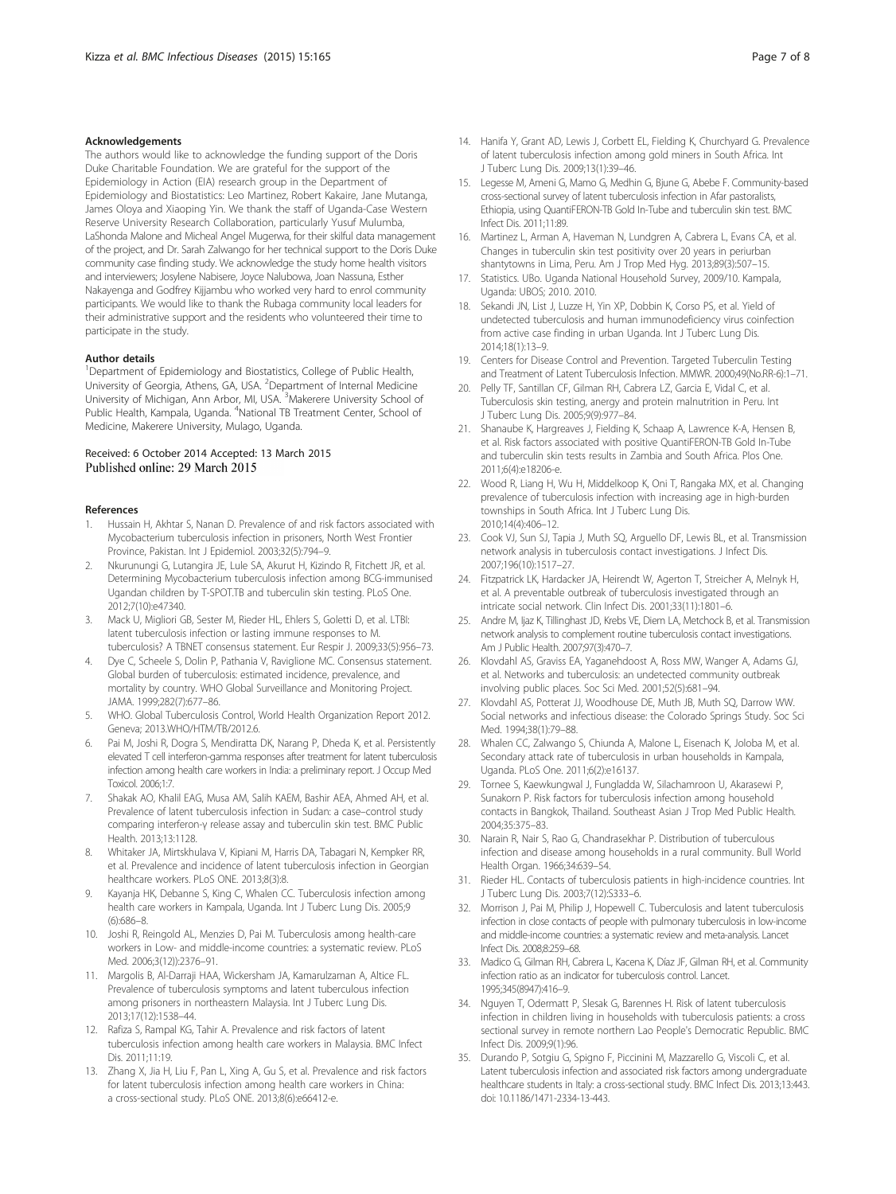## Acknowledgements

The authors would like to acknowledge the funding support of the Doris Duke Charitable Foundation. We are grateful for the support of the Epidemiology in Action (EIA) research group in the Department of Epidemiology and Biostatistics: Leo Martinez, Robert Kakaire, Jane Mutanga, James Oloya and Xiaoping Yin. We thank the staff of Uganda-Case Western Reserve University Research Collaboration, particularly Yusuf Mulumba, LaShonda Malone and Micheal Angel Mugerwa, for their skilful data management of the project, and Dr. Sarah Zalwango for her technical support to the Doris Duke community case finding study. We acknowledge the study home health visitors and interviewers; Josylene Nabisere, Joyce Nalubowa, Joan Nassuna, Esther Nakayenga and Godfrey Kijjambu who worked very hard to enrol community participants. We would like to thank the Rubaga community local leaders for their administrative support and the residents who volunteered their time to participate in the study.

## Author details

[1]Department of Epidemiology and Biostatistics, College of Public Health, University of Georgia, Athens, GA, USA. [2]Department of Internal Medicine University of Michigan, Ann Arbor, MI, USA. [3]Makerere University School of Public Health, Kampala, Uganda. [4]National TB Treatment Center, School of Medicine, Makerere University, Mulago, Uganda.

Received: 6 October 2014 Accepted: 13 March 2015
Published online: 29 March 2015

## References

1. Hussain H, Akhtar S, Nanan D. Prevalence of and risk factors associated with Mycobacterium tuberculosis infection in prisoners, North West Frontier Province, Pakistan. Int J Epidemiol. 2003;32(5):794–9.
2. Nkurunungi G, Lutangira JE, Lule SA, Akurut H, Kizindo R, Fitchett JR, et al. Determining Mycobacterium tuberculosis infection among BCG-immunised Ugandan children by T-SPOT.TB and tuberculin skin testing. PLoS One. 2012;7(10):e47340.
3. Mack U, Migliori GB, Sester M, Rieder HL, Ehlers S, Goletti D, et al. LTBI: latent tuberculosis infection or lasting immune responses to M. tuberculosis? A TBNET consensus statement. Eur Respir J. 2009;33(5):956–73.
4. Dye C, Scheele S, Dolin P, Pathania V, Raviglione MC. Consensus statement. Global burden of tuberculosis: estimated incidence, prevalence, and mortality by country. WHO Global Surveillance and Monitoring Project. JAMA. 1999;282(7):677–86.
5. WHO. Global Tuberculosis Control, World Health Organization Report 2012. Geneva; 2013.WHO/HTM/TB/2012.6.
6. Pai M, Joshi R, Dogra S, Mendiratta DK, Narang P, Dheda K, et al. Persistently elevated T cell interferon-gamma responses after treatment for latent tuberculosis infection among health care workers in India: a preliminary report. J Occup Med Toxicol. 2006;1:7.
7. Shakak AO, Khalil EAG, Musa AM, Salih KAEM, Bashir AEA, Ahmed AH, et al. Prevalence of latent tuberculosis infection in Sudan: a case–control study comparing interferon-γ release assay and tuberculin skin test. BMC Public Health. 2013;13:1128.
8. Whitaker JA, Mirtskhulava V, Kipiani M, Harris DA, Tabagari N, Kempker RR, et al. Prevalence and incidence of latent tuberculosis infection in Georgian healthcare workers. PLoS ONE. 2013;8(3):8.
9. Kayanja HK, Debanne S, King C, Whalen CC. Tuberculosis infection among health care workers in Kampala, Uganda. Int J Tuberc Lung Dis. 2005;9(6):686–8.
10. Joshi R, Reingold AL, Menzies D, Pai M. Tuberculosis among health-care workers in Low- and middle-income countries: a systematic review. PLoS Med. 2006;3(12)):2376–91.
11. Margolis B, Al-Darraji HAA, Wickersham JA, Kamarulzaman A, Altice FL. Prevalence of tuberculosis symptoms and latent tuberculous infection among prisoners in northeastern Malaysia. Int J Tuberc Lung Dis. 2013;17(12):1538–44.
12. Rafiza S, Rampal KG, Tahir A. Prevalence and risk factors of latent tuberculosis infection among health care workers in Malaysia. BMC Infect Dis. 2011;11:19.
13. Zhang X, Jia H, Liu F, Pan L, Xing A, Gu S, et al. Prevalence and risk factors for latent tuberculosis infection among health care workers in China: a cross-sectional study. PLoS ONE. 2013;8(6):e66412-e.
14. Hanifa Y, Grant AD, Lewis J, Corbett EL, Fielding K, Churchyard G. Prevalence of latent tuberculosis infection among gold miners in South Africa. Int J Tuberc Lung Dis. 2009;13(1):39–46.
15. Legesse M, Ameni G, Mamo G, Medhin G, Bjune G, Abebe F. Community-based cross-sectional survey of latent tuberculosis infection in Afar pastoralists, Ethiopia, using QuantiFERON-TB Gold In-Tube and tuberculin skin test. BMC Infect Dis. 2011;11:89.
16. Martinez L, Arman A, Haveman N, Lundgren A, Cabrera L, Evans CA, et al. Changes in tuberculin skin test positivity over 20 years in periurban shantytowns in Lima, Peru. Am J Trop Med Hyg. 2013;89(3):507–15.
17. Statistics. UBo. Uganda National Household Survey, 2009/10. Kampala, Uganda: UBOS; 2010. 2010.
18. Sekandi JN, List J, Luzze H, Yin XP, Dobbin K, Corso PS, et al. Yield of undetected tuberculosis and human immunodeficiency virus coinfection from active case finding in urban Uganda. Int J Tuberc Lung Dis. 2014;18(1):13–9.
19. Centers for Disease Control and Prevention. Targeted Tuberculin Testing and Treatment of Latent Tuberculosis Infection. MMWR. 2000;49(No.RR-6):1–71.
20. Pelly TF, Santillan CF, Gilman RH, Cabrera LZ, Garcia E, Vidal C, et al. Tuberculosis skin testing, anergy and protein malnutrition in Peru. Int J Tuberc Lung Dis. 2005;9(9):977–84.
21. Shanaube K, Hargreaves J, Fielding K, Schaap A, Lawrence K-A, Hensen B, et al. Risk factors associated with positive QuantiFERON-TB Gold In-Tube and tuberculin skin tests results in Zambia and South Africa. Plos One. 2011;6(4):e18206-e.
22. Wood R, Liang H, Wu H, Middelkoop K, Oni T, Rangaka MX, et al. Changing prevalence of tuberculosis infection with increasing age in high-burden townships in South Africa. Int J Tuberc Lung Dis. 2010;14(4):406–12.
23. Cook VJ, Sun SJ, Tapia J, Muth SQ, Arguello DF, Lewis BL, et al. Transmission network analysis in tuberculosis contact investigations. J Infect Dis. 2007;196(10):1517–27.
24. Fitzpatrick LK, Hardacker JA, Heirendt W, Agerton T, Streicher A, Melnyk H, et al. A preventable outbreak of tuberculosis investigated through an intricate social network. Clin Infect Dis. 2001;33(11):1801–6.
25. Andre M, Ijaz K, Tillinghast JD, Krebs VE, Diem LA, Metchock B, et al. Transmission network analysis to complement routine tuberculosis contact investigations. Am J Public Health. 2007;97(3):470–7.
26. Klovdahl AS, Graviss EA, Yaganehdoost A, Ross MW, Wanger A, Adams GJ, et al. Networks and tuberculosis: an undetected community outbreak involving public places. Soc Sci Med. 2001;52(5):681–94.
27. Klovdahl AS, Potterat JJ, Woodhouse DE, Muth JB, Muth SQ, Darrow WW. Social networks and infectious disease: the Colorado Springs Study. Soc Sci Med. 1994;38(1):79–88.
28. Whalen CC, Zalwango S, Chiunda A, Malone L, Eisenach K, Joloba M, et al. Secondary attack rate of tuberculosis in urban households in Kampala, Uganda. PLoS One. 2011;6(2):e16137.
29. Tornee S, Kaewkungwal J, Fungladda W, Silachamroon U, Akarasewi P, Sunakorn P. Risk factors for tuberculosis infection among household contacts in Bangkok, Thailand. Southeast Asian J Trop Med Public Health. 2004;35:375–83.
30. Narain R, Nair S, Rao G, Chandrasekhar P. Distribution of tuberculous infection and disease among households in a rural community. Bull World Health Organ. 1966;34:639–54.
31. Rieder HL. Contacts of tuberculosis patients in high-incidence countries. Int J Tuberc Lung Dis. 2003;7(12):S333–6.
32. Morrison J, Pai M, Philip J, Hopewell C. Tuberculosis and latent tuberculosis infection in close contacts of people with pulmonary tuberculosis in low-income and middle-income countries: a systematic review and meta-analysis. Lancet Infect Dis. 2008;8:259–68.
33. Madico G, Gilman RH, Cabrera L, Kacena K, Díaz JF, Gilman RH, et al. Community infection ratio as an indicator for tuberculosis control. Lancet. 1995;345(8947):416–9.
34. Nguyen T, Odermatt P, Slesak G, Barennes H. Risk of latent tuberculosis infection in children living in households with tuberculosis patients: a cross sectional survey in remote northern Lao People's Democratic Republic. BMC Infect Dis. 2009;9(1):96.
35. Durando P, Sotgiu G, Spigno F, Piccinini M, Mazzarello G, Viscoli C, et al. Latent tuberculosis infection and associated risk factors among undergraduate healthcare students in Italy: a cross-sectional study. BMC Infect Dis. 2013;13:443. doi: 10.1186/1471-2334-13-443.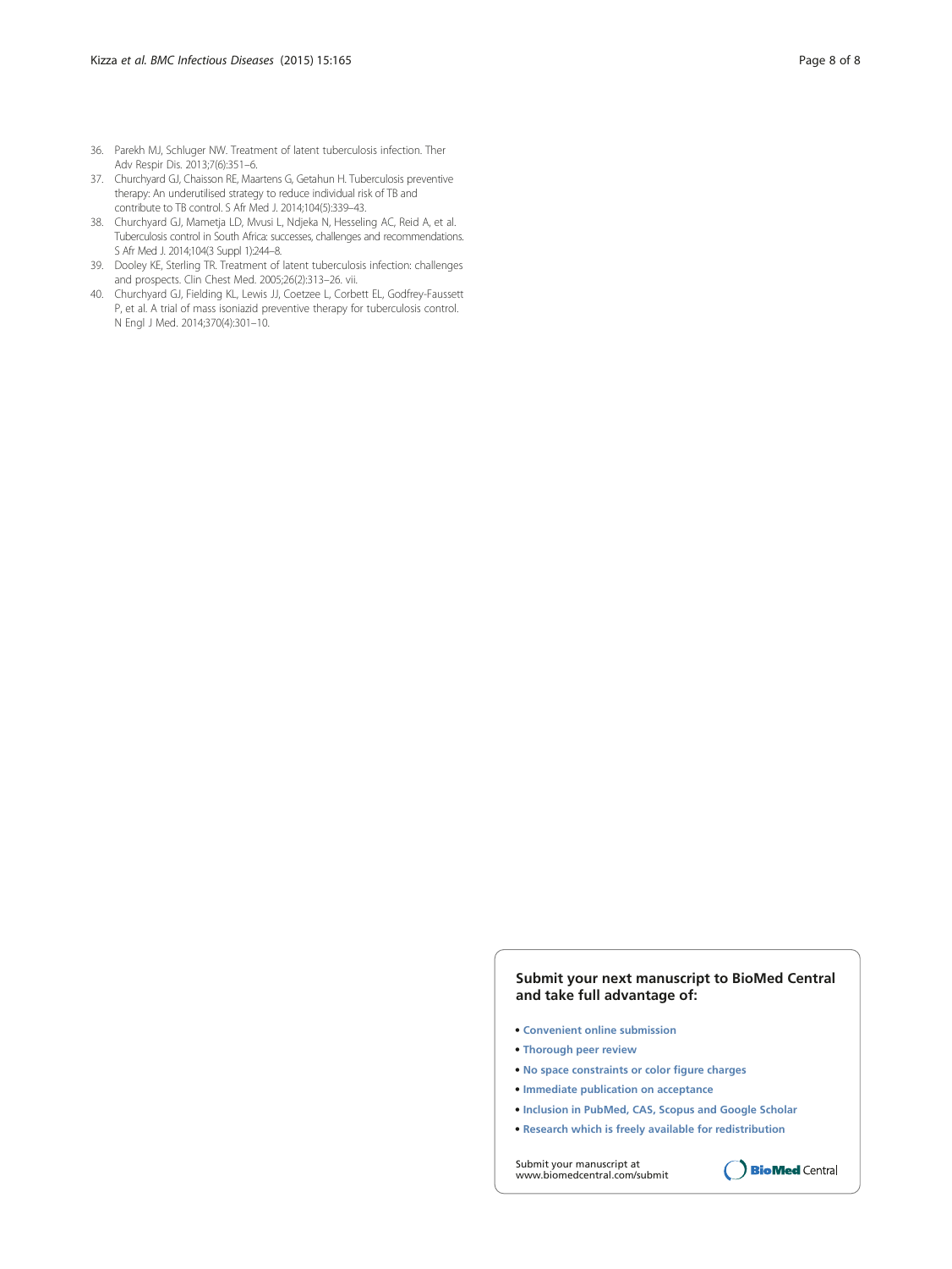36. Parekh MJ, Schluger NW. Treatment of latent tuberculosis infection. Ther Adv Respir Dis. 2013;7(6):351–6.
37. Churchyard GJ, Chaisson RE, Maartens G, Getahun H. Tuberculosis preventive therapy: An underutilised strategy to reduce individual risk of TB and contribute to TB control. S Afr Med J. 2014;104(5):339–43.
38. Churchyard GJ, Mametja LD, Mvusi L, Ndjeka N, Hesseling AC, Reid A, et al. Tuberculosis control in South Africa: successes, challenges and recommendations. S Afr Med J. 2014;104(3 Suppl 1):244–8.
39. Dooley KE, Sterling TR. Treatment of latent tuberculosis infection: challenges and prospects. Clin Chest Med. 2005;26(2):313–26. vii.
40. Churchyard GJ, Fielding KL, Lewis JJ, Coetzee L, Corbett EL, Godfrey-Faussett P, et al. A trial of mass isoniazid preventive therapy for tuberculosis control. N Engl J Med. 2014;370(4):301–10.

**Submit your next manuscript to BioMed Central and take full advantage of:**

- **Convenient online submission**
- **Thorough peer review**
- **No space constraints or color figure charges**
- **Immediate publication on acceptance**
- **Inclusion in PubMed, CAS, Scopus and Google Scholar**
- **Research which is freely available for redistribution**

Submit your manuscript at www.biomedcentral.com/submit

BioMed Central